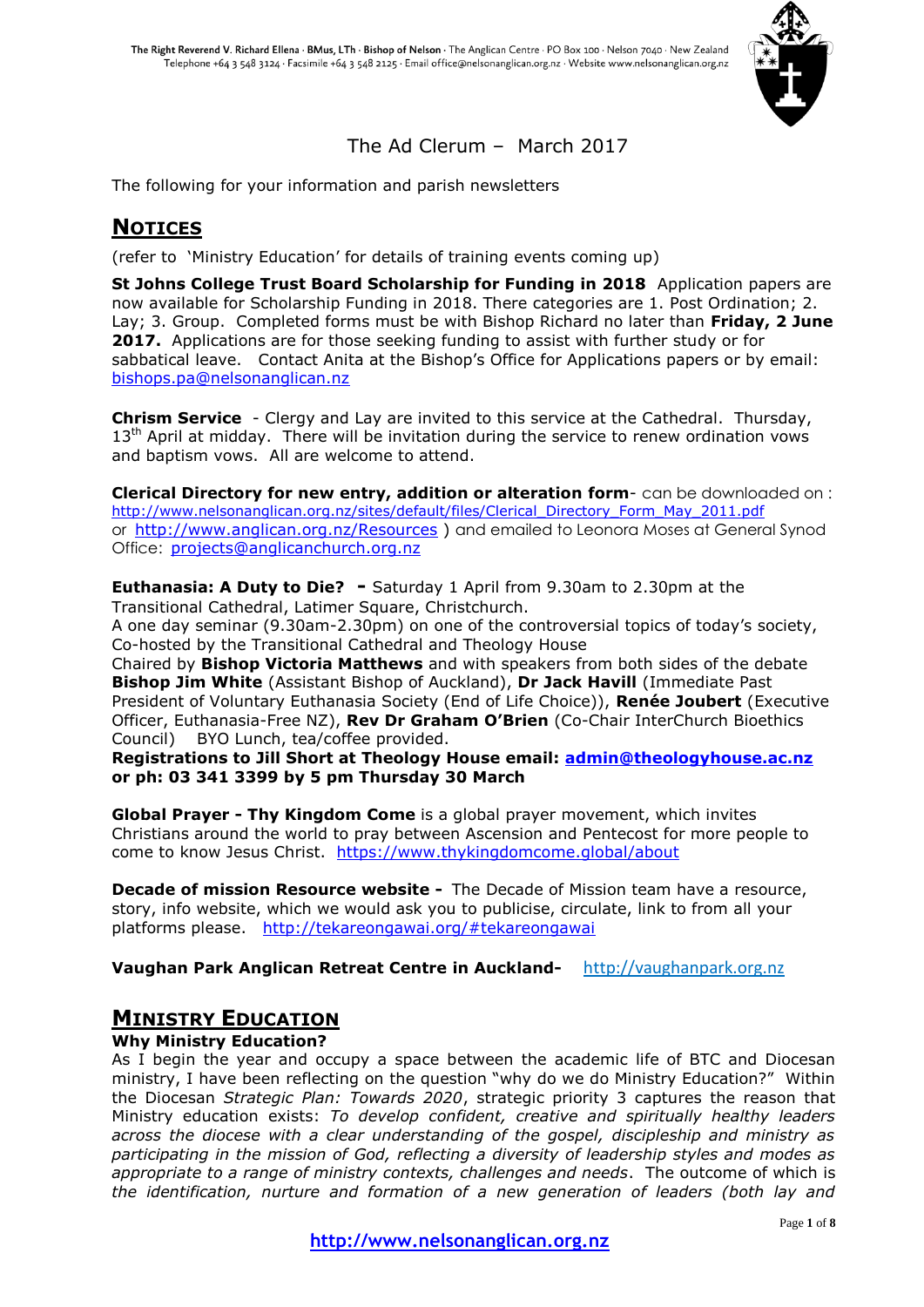The Right Reverend V. Richard Ellena · BMus, LTh · Bishop of Nelson · The Anglican Centre · PO Box 100 · Nelson 7040 · New Zealand
Telephone +64 3 548 3124 · Facsimile +64 3 548 2125 · Email office@nelsonanglican.org.nz · Website www.nelsonanglican.org.nz

# The Ad Clerum – March 2017

The following for your information and parish newsletters

## NOTICES

(refer to 'Ministry Education' for details of training events coming up)

**St Johns College Trust Board Scholarship for Funding in 2018** Application papers are now available for Scholarship Funding in 2018. There categories are 1. Post Ordination; 2. Lay; 3. Group. Completed forms must be with Bishop Richard no later than **Friday, 2 June 2017.** Applications are for those seeking funding to assist with further study or for sabbatical leave. Contact Anita at the Bishop's Office for Applications papers or by email: bishops.pa@nelsonanglican.nz

**Chrism Service** - Clergy and Lay are invited to this service at the Cathedral. Thursday, 13th April at midday. There will be invitation during the service to renew ordination vows and baptism vows. All are welcome to attend.

**Clerical Directory for new entry, addition or alteration form**- can be downloaded on : http://www.nelsonanglican.org.nz/sites/default/files/Clerical_Directory_Form_May_2011.pdf or http://www.anglican.org.nz/Resources ) and emailed to Leonora Moses at General Synod Office: projects@anglicanchurch.org.nz

**Euthanasia: A Duty to Die? -** Saturday 1 April from 9.30am to 2.30pm at the Transitional Cathedral, Latimer Square, Christchurch.
A one day seminar (9.30am-2.30pm) on one of the controversial topics of today's society, Co-hosted by the Transitional Cathedral and Theology House
Chaired by **Bishop Victoria Matthews** and with speakers from both sides of the debate **Bishop Jim White** (Assistant Bishop of Auckland), **Dr Jack Havill** (Immediate Past President of Voluntary Euthanasia Society (End of Life Choice)), **Renée Joubert** (Executive Officer, Euthanasia-Free NZ), **Rev Dr Graham O'Brien** (Co-Chair InterChurch Bioethics Council) BYO Lunch, tea/coffee provided.
**Registrations to Jill Short at Theology House email: admin@theologyhouse.ac.nz or ph: 03 341 3399 by 5 pm Thursday 30 March**

**Global Prayer - Thy Kingdom Come** is a global prayer movement, which invites Christians around the world to pray between Ascension and Pentecost for more people to come to know Jesus Christ. https://www.thykingdomcome.global/about

**Decade of mission Resource website -** The Decade of Mission team have a resource, story, info website, which we would ask you to publicise, circulate, link to from all your platforms please. http://tekareongawai.org/#tekareongawai

**Vaughan Park Anglican Retreat Centre in Auckland-** http://vaughanpark.org.nz

## MINISTRY EDUCATION

### Why Ministry Education?

As I begin the year and occupy a space between the academic life of BTC and Diocesan ministry, I have been reflecting on the question "why do we do Ministry Education?" Within the Diocesan *Strategic Plan: Towards 2020*, strategic priority 3 captures the reason that Ministry education exists: *To develop confident, creative and spiritually healthy leaders across the diocese with a clear understanding of the gospel, discipleship and ministry as participating in the mission of God, reflecting a diversity of leadership styles and modes as appropriate to a range of ministry contexts, challenges and needs*. The outcome of which is *the identification, nurture and formation of a new generation of leaders (both lay and*

http://www.nelsonanglican.org.nz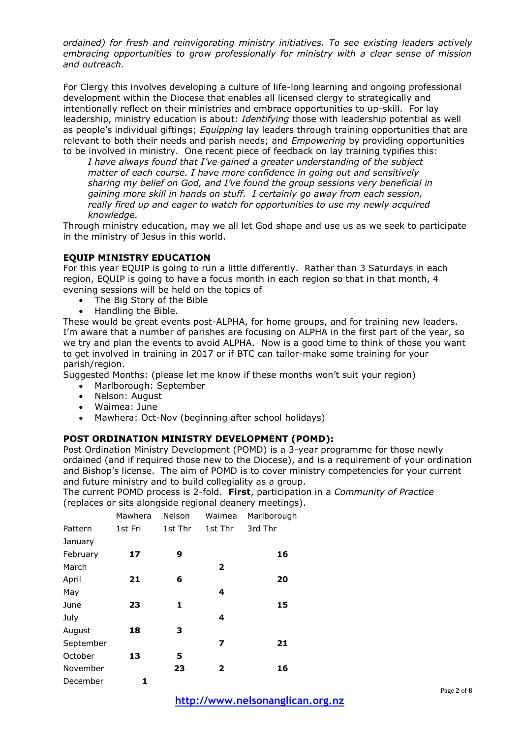*ordained) for fresh and reinvigorating ministry initiatives. To see existing leaders actively embracing opportunities to grow professionally for ministry with a clear sense of mission and outreach.*

For Clergy this involves developing a culture of life-long learning and ongoing professional development within the Diocese that enables all licensed clergy to strategically and intentionally reflect on their ministries and embrace opportunities to up-skill. For lay leadership, ministry education is about: *Identifying* those with leadership potential as well as people's individual giftings; *Equipping* lay leaders through training opportunities that are relevant to both their needs and parish needs; and *Empowering* by providing opportunities to be involved in ministry. One recent piece of feedback on lay training typifies this:

> *I have always found that I've gained a greater understanding of the subject matter of each course. I have more confidence in going out and sensitively sharing my belief on God, and I've found the group sessions very beneficial in gaining more skill in hands on stuff. I certainly go away from each session, really fired up and eager to watch for opportunities to use my newly acquired knowledge.*

Through ministry education, may we all let God shape and use us as we seek to participate in the ministry of Jesus in this world.

## EQUIP MINISTRY EDUCATION

For this year EQUIP is going to run a little differently. Rather than 3 Saturdays in each region, EQUIP is going to have a focus month in each region so that in that month, 4 evening sessions will be held on the topics of

- The Big Story of the Bible
- Handling the Bible.

These would be great events post-ALPHA, for home groups, and for training new leaders. I'm aware that a number of parishes are focusing on ALPHA in the first part of the year, so we try and plan the events to avoid ALPHA. Now is a good time to think of those you want to get involved in training in 2017 or if BTC can tailor-make some training for your parish/region.

Suggested Months: (please let me know if these months won't suit your region)

- Marlborough: September
- Nelson: August
- Waimea: June
- Mawhera: Oct-Nov (beginning after school holidays)

## POST ORDINATION MINISTRY DEVELOPMENT (POMD):

Post Ordination Ministry Development (POMD) is a 3-year programme for those newly ordained (and if required those new to the Diocese), and is a requirement of your ordination and Bishop's license. The aim of POMD is to cover ministry competencies for your current and future ministry and to build collegiality as a group.

The current POMD process is 2-fold. **First**, participation in a *Community of Practice* (replaces or sits alongside regional deanery meetings).

| | Mawhera | Nelson | Waimea | Marlborough |
|---|---|---|---|---|
| Pattern | 1st Fri | 1st Thr | 1st Thr | 3rd Thr |
| January | | | | |
| February | **17** | **9** | | **16** |
| March | | | **2** | |
| April | **21** | **6** | | **20** |
| May | | | **4** | |
| June | **23** | **1** | | **15** |
| July | | | **4** | |
| August | **18** | **3** | | |
| September | | | **7** | **21** |
| October | **13** | **5** | | |
| November | | **23** | **2** | **16** |
| December | **1** | | | |

**http://www.nelsonanglican.org.nz**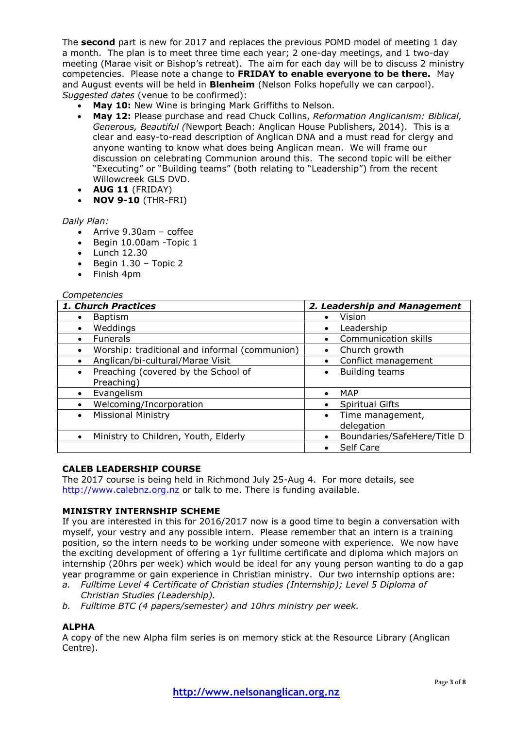The **second** part is new for 2017 and replaces the previous POMD model of meeting 1 day a month. The plan is to meet three time each year; 2 one-day meetings, and 1 two-day meeting (Marae visit or Bishop's retreat). The aim for each day will be to discuss 2 ministry competencies. Please note a change to **FRIDAY to enable everyone to be there.** May and August events will be held in **Blenheim** (Nelson Folks hopefully we can carpool). *Suggested dates* (venue to be confirmed):

- **May 10:** New Wine is bringing Mark Griffiths to Nelson.
- **May 12:** Please purchase and read Chuck Collins, *Reformation Anglicanism: Biblical, Generous, Beautiful (*Newport Beach: Anglican House Publishers, 2014). This is a clear and easy-to-read description of Anglican DNA and a must read for clergy and anyone wanting to know what does being Anglican mean. We will frame our discussion on celebrating Communion around this. The second topic will be either "Executing" or "Building teams" (both relating to "Leadership") from the recent Willowcreek GLS DVD.
- **AUG 11** (FRIDAY)
- **NOV 9-10** (THR-FRI)

*Daily Plan:*

- Arrive 9.30am – coffee
- Begin 10.00am -Topic 1
- Lunch 12.30
- Begin 1.30 – Topic 2
- Finish 4pm

*Competencies*

| ***1. Church Practices*** | ***2. Leadership and Management*** |
|---|---|
| • Baptism | • Vision |
| • Weddings | • Leadership |
| • Funerals | • Communication skills |
| • Worship: traditional and informal (communion) | • Church growth |
| • Anglican/bi-cultural/Marae Visit | • Conflict management |
| • Preaching (covered by the School of Preaching) | • Building teams |
| • Evangelism | • MAP |
| • Welcoming/Incorporation | • Spiritual Gifts |
| • Missional Ministry | • Time management, delegation |
| • Ministry to Children, Youth, Elderly | • Boundaries/SafeHere/Title D |
| | • Self Care |

**CALEB LEADERSHIP COURSE**

The 2017 course is being held in Richmond July 25-Aug 4. For more details, see http://www.calebnz.org.nz or talk to me. There is funding available.

**MINISTRY INTERNSHIP SCHEME**

If you are interested in this for 2016/2017 now is a good time to begin a conversation with myself, your vestry and any possible intern. Please remember that an intern is a training position, so the intern needs to be working under someone with experience. We now have the exciting development of offering a 1yr fulltime certificate and diploma which majors on internship (20hrs per week) which would be ideal for any young person wanting to do a gap year programme or gain experience in Christian ministry. Our two internship options are:

a. *Fulltime Level 4 Certificate of Christian studies (Internship); Level 5 Diploma of Christian Studies (Leadership).*
b. *Fulltime BTC (4 papers/semester) and 10hrs ministry per week.*

**ALPHA**

A copy of the new Alpha film series is on memory stick at the Resource Library (Anglican Centre).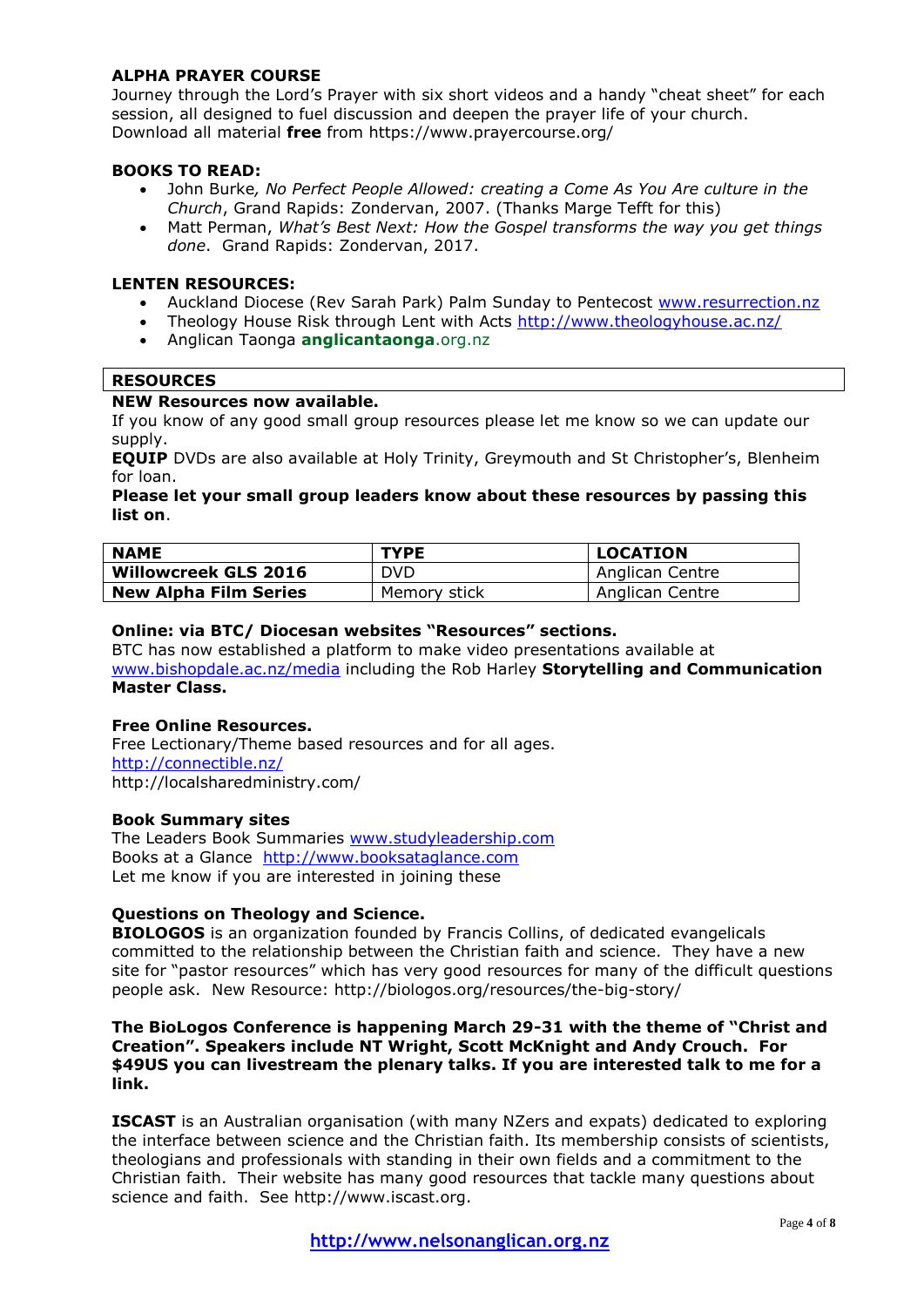**ALPHA PRAYER COURSE**
Journey through the Lord's Prayer with six short videos and a handy "cheat sheet" for each session, all designed to fuel discussion and deepen the prayer life of your church.
Download all material **free** from https://www.prayercourse.org/

**BOOKS TO READ:**

- John Burke, *No Perfect People Allowed: creating a Come As You Are culture in the Church*, Grand Rapids: Zondervan, 2007. (Thanks Marge Tefft for this)
- Matt Perman, *What's Best Next: How the Gospel transforms the way you get things done*. Grand Rapids: Zondervan, 2017.

**LENTEN RESOURCES:**

- Auckland Diocese (Rev Sarah Park) Palm Sunday to Pentecost www.resurrection.nz
- Theology House Risk through Lent with Acts http://www.theologyhouse.ac.nz/
- Anglican Taonga **anglicantaonga**.org.nz

**RESOURCES**

**NEW Resources now available.**
If you know of any good small group resources please let me know so we can update our supply.
**EQUIP** DVDs are also available at Holy Trinity, Greymouth and St Christopher's, Blenheim for loan.
**Please let your small group leaders know about these resources by passing this list on**.

| NAME | TYPE | LOCATION |
|---|---|---|
| **Willowcreek GLS 2016** | DVD | Anglican Centre |
| **New Alpha Film Series** | Memory stick | Anglican Centre |

**Online: via BTC/ Diocesan websites "Resources" sections.**
BTC has now established a platform to make video presentations available at www.bishopdale.ac.nz/media including the Rob Harley **Storytelling and Communication Master Class.**

**Free Online Resources.**
Free Lectionary/Theme based resources and for all ages.
http://connectible.nz/
http://localsharedministry.com/

**Book Summary sites**
The Leaders Book Summaries www.studyleadership.com
Books at a Glance http://www.booksataglance.com
Let me know if you are interested in joining these

**Questions on Theology and Science.**
**BIOLOGOS** is an organization founded by Francis Collins, of dedicated evangelicals committed to the relationship between the Christian faith and science. They have a new site for "pastor resources" which has very good resources for many of the difficult questions people ask. New Resource: http://biologos.org/resources/the-big-story/

**The BioLogos Conference is happening March 29-31 with the theme of "Christ and Creation". Speakers include NT Wright, Scott McKnight and Andy Crouch. For $49US you can livestream the plenary talks. If you are interested talk to me for a link.**

**ISCAST** is an Australian organisation (with many NZers and expats) dedicated to exploring the interface between science and the Christian faith. Its membership consists of scientists, theologians and professionals with standing in their own fields and a commitment to the Christian faith. Their website has many good resources that tackle many questions about science and faith. See http://www.iscast.org.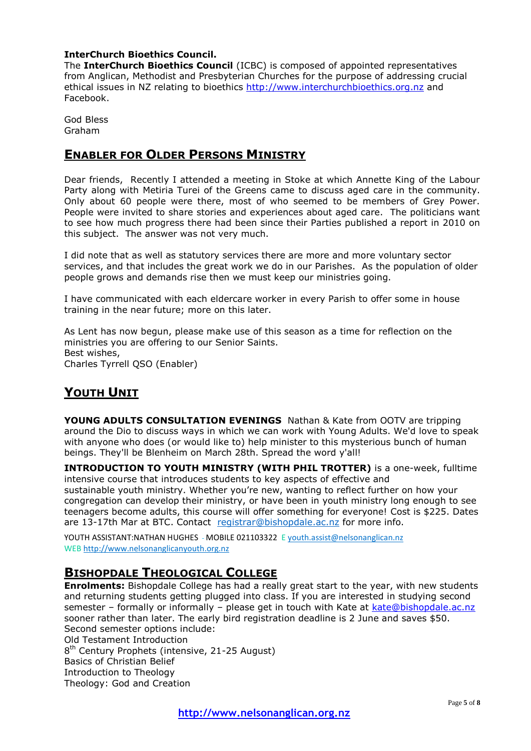**InterChurch Bioethics Council.**

The **InterChurch Bioethics Council** (ICBC) is composed of appointed representatives from Anglican, Methodist and Presbyterian Churches for the purpose of addressing crucial ethical issues in NZ relating to bioethics http://www.interchurchbioethics.org.nz and Facebook.

God Bless
Graham

## ENABLER FOR OLDER PERSONS MINISTRY

Dear friends, Recently I attended a meeting in Stoke at which Annette King of the Labour Party along with Metiria Turei of the Greens came to discuss aged care in the community. Only about 60 people were there, most of who seemed to be members of Grey Power. People were invited to share stories and experiences about aged care. The politicians want to see how much progress there had been since their Parties published a report in 2010 on this subject. The answer was not very much.

I did note that as well as statutory services there are more and more voluntary sector services, and that includes the great work we do in our Parishes. As the population of older people grows and demands rise then we must keep our ministries going.

I have communicated with each eldercare worker in every Parish to offer some in house training in the near future; more on this later.

As Lent has now begun, please make use of this season as a time for reflection on the ministries you are offering to our Senior Saints.
Best wishes,
Charles Tyrrell QSO (Enabler)

## YOUTH UNIT

**YOUNG ADULTS CONSULTATION EVENINGS** Nathan & Kate from OOTV are tripping around the Dio to discuss ways in which we can work with Young Adults. We'd love to speak with anyone who does (or would like to) help minister to this mysterious bunch of human beings. They'll be Blenheim on March 28th. Spread the word y'all!

**INTRODUCTION TO YOUTH MINISTRY (WITH PHIL TROTTER)** is a one-week, fulltime intensive course that introduces students to key aspects of effective and sustainable youth ministry. Whether you're new, wanting to reflect further on how your congregation can develop their ministry, or have been in youth ministry long enough to see teenagers become adults, this course will offer something for everyone! Cost is $225. Dates are 13-17th Mar at BTC. Contact registrar@bishopdale.ac.nz for more info.

YOUTH ASSISTANT:NATHAN HUGHES - MOBILE 021103322 E youth.assist@nelsonanglican.nz
WEB http://www.nelsonanglicanyouth.org.nz

## BISHOPDALE THEOLOGICAL COLLEGE

**Enrolments:** Bishopdale College has had a really great start to the year, with new students and returning students getting plugged into class. If you are interested in studying second semester – formally or informally – please get in touch with Kate at kate@bishopdale.ac.nz sooner rather than later. The early bird registration deadline is 2 June and saves $50.
Second semester options include:
Old Testament Introduction
8th Century Prophets (intensive, 21-25 August)
Basics of Christian Belief
Introduction to Theology
Theology: God and Creation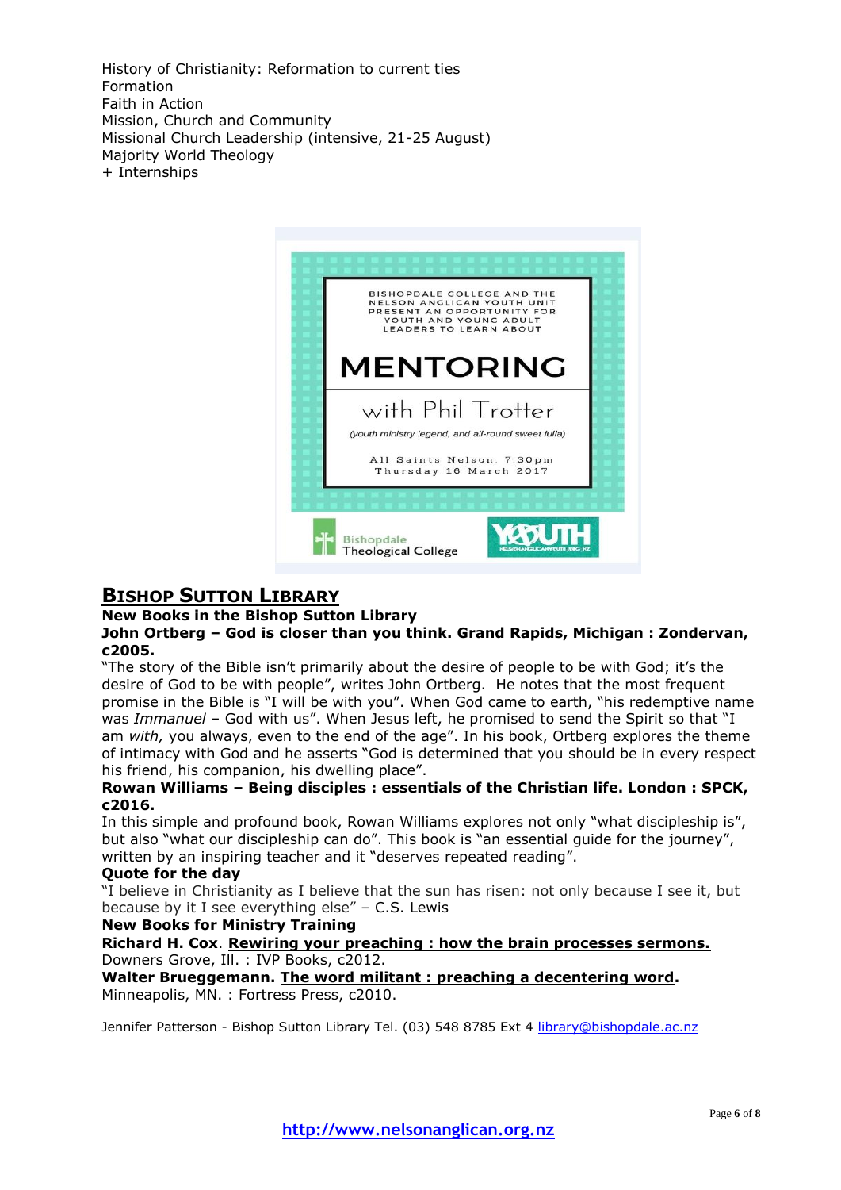History of Christianity: Reformation to current ties
Formation
Faith in Action
Mission, Church and Community
Missional Church Leadership (intensive, 21-25 August)
Majority World Theology
+ Internships

BISHOPDALE COLLEGE AND THE NELSON ANGLICAN YOUTH UNIT PRESENT AN OPPORTUNITY FOR YOUTH AND YOUNG ADULT LEADERS TO LEARN ABOUT

**MENTORING**

with Phil Trotter

*(youth ministry legend, and all-round sweet fulla)*

All Saints Nelson, 7:30pm
Thursday 16 March 2017

Bishopdale Theological College

YOUTH NELSONANGLICANYOUTH.ORG.NZ

## BISHOP SUTTON LIBRARY

**New Books in the Bishop Sutton Library**

**John Ortberg – God is closer than you think. Grand Rapids, Michigan : Zondervan, c2005.**

"The story of the Bible isn't primarily about the desire of people to be with God; it's the desire of God to be with people", writes John Ortberg. He notes that the most frequent promise in the Bible is "I will be with you". When God came to earth, "his redemptive name was *Immanuel* – God with us". When Jesus left, he promised to send the Spirit so that "I am *with,* you always, even to the end of the age". In his book, Ortberg explores the theme of intimacy with God and he asserts "God is determined that you should be in every respect his friend, his companion, his dwelling place".

**Rowan Williams – Being disciples : essentials of the Christian life. London : SPCK, c2016.**

In this simple and profound book, Rowan Williams explores not only "what discipleship is", but also "what our discipleship can do". This book is "an essential guide for the journey", written by an inspiring teacher and it "deserves repeated reading".

**Quote for the day**

"I believe in Christianity as I believe that the sun has risen: not only because I see it, but because by it I see everything else" – C.S. Lewis

**New Books for Ministry Training**

**Richard H. Cox**. **Rewiring your preaching : how the brain processes sermons.** Downers Grove, Ill. : IVP Books, c2012.

**Walter Brueggemann. The word militant : preaching a decentering word.** Minneapolis, MN. : Fortress Press, c2010.

Jennifer Patterson - Bishop Sutton Library Tel. (03) 548 8785 Ext 4 library@bishopdale.ac.nz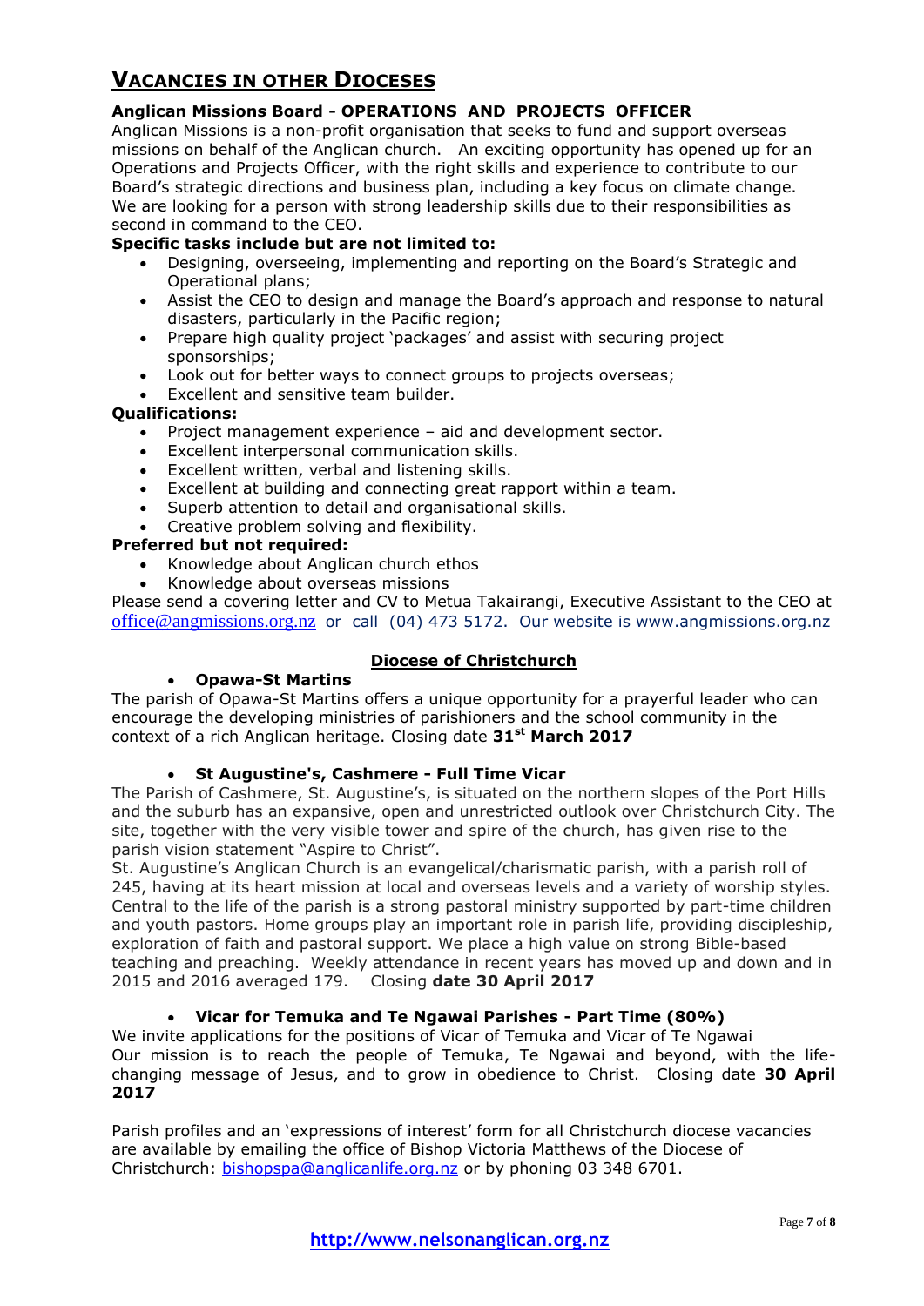## VACANCIES IN OTHER DIOCESES

**Anglican Missions Board - OPERATIONS AND PROJECTS OFFICER**

Anglican Missions is a non-profit organisation that seeks to fund and support overseas missions on behalf of the Anglican church. An exciting opportunity has opened up for an Operations and Projects Officer, with the right skills and experience to contribute to our Board's strategic directions and business plan, including a key focus on climate change. We are looking for a person with strong leadership skills due to their responsibilities as second in command to the CEO.

**Specific tasks include but are not limited to:**

- Designing, overseeing, implementing and reporting on the Board's Strategic and Operational plans;
- Assist the CEO to design and manage the Board's approach and response to natural disasters, particularly in the Pacific region;
- Prepare high quality project 'packages' and assist with securing project sponsorships;
- Look out for better ways to connect groups to projects overseas;
- Excellent and sensitive team builder.

**Qualifications:**

- Project management experience – aid and development sector.
- Excellent interpersonal communication skills.
- Excellent written, verbal and listening skills.
- Excellent at building and connecting great rapport within a team.
- Superb attention to detail and organisational skills.
- Creative problem solving and flexibility.

**Preferred but not required:**

- Knowledge about Anglican church ethos
- Knowledge about overseas missions

Please send a covering letter and CV to Metua Takairangi, Executive Assistant to the CEO at office@angmissions.org.nz or call (04) 473 5172. Our website is www.angmissions.org.nz

### Diocese of Christchurch

- **Opawa-St Martins**

The parish of Opawa-St Martins offers a unique opportunity for a prayerful leader who can encourage the developing ministries of parishioners and the school community in the context of a rich Anglican heritage. Closing date **31st March 2017**

- **St Augustine's, Cashmere - Full Time Vicar**

The Parish of Cashmere, St. Augustine's, is situated on the northern slopes of the Port Hills and the suburb has an expansive, open and unrestricted outlook over Christchurch City. The site, together with the very visible tower and spire of the church, has given rise to the parish vision statement "Aspire to Christ".

St. Augustine's Anglican Church is an evangelical/charismatic parish, with a parish roll of 245, having at its heart mission at local and overseas levels and a variety of worship styles. Central to the life of the parish is a strong pastoral ministry supported by part-time children and youth pastors. Home groups play an important role in parish life, providing discipleship, exploration of faith and pastoral support. We place a high value on strong Bible-based teaching and preaching. Weekly attendance in recent years has moved up and down and in 2015 and 2016 averaged 179. Closing **date 30 April 2017**

- **Vicar for Temuka and Te Ngawai Parishes - Part Time (80%)**

We invite applications for the positions of Vicar of Temuka and Vicar of Te Ngawai
Our mission is to reach the people of Temuka, Te Ngawai and beyond, with the life-changing message of Jesus, and to grow in obedience to Christ. Closing date **30 April 2017**

Parish profiles and an 'expressions of interest' form for all Christchurch diocese vacancies are available by emailing the office of Bishop Victoria Matthews of the Diocese of Christchurch: bishopspa@anglicanlife.org.nz or by phoning 03 348 6701.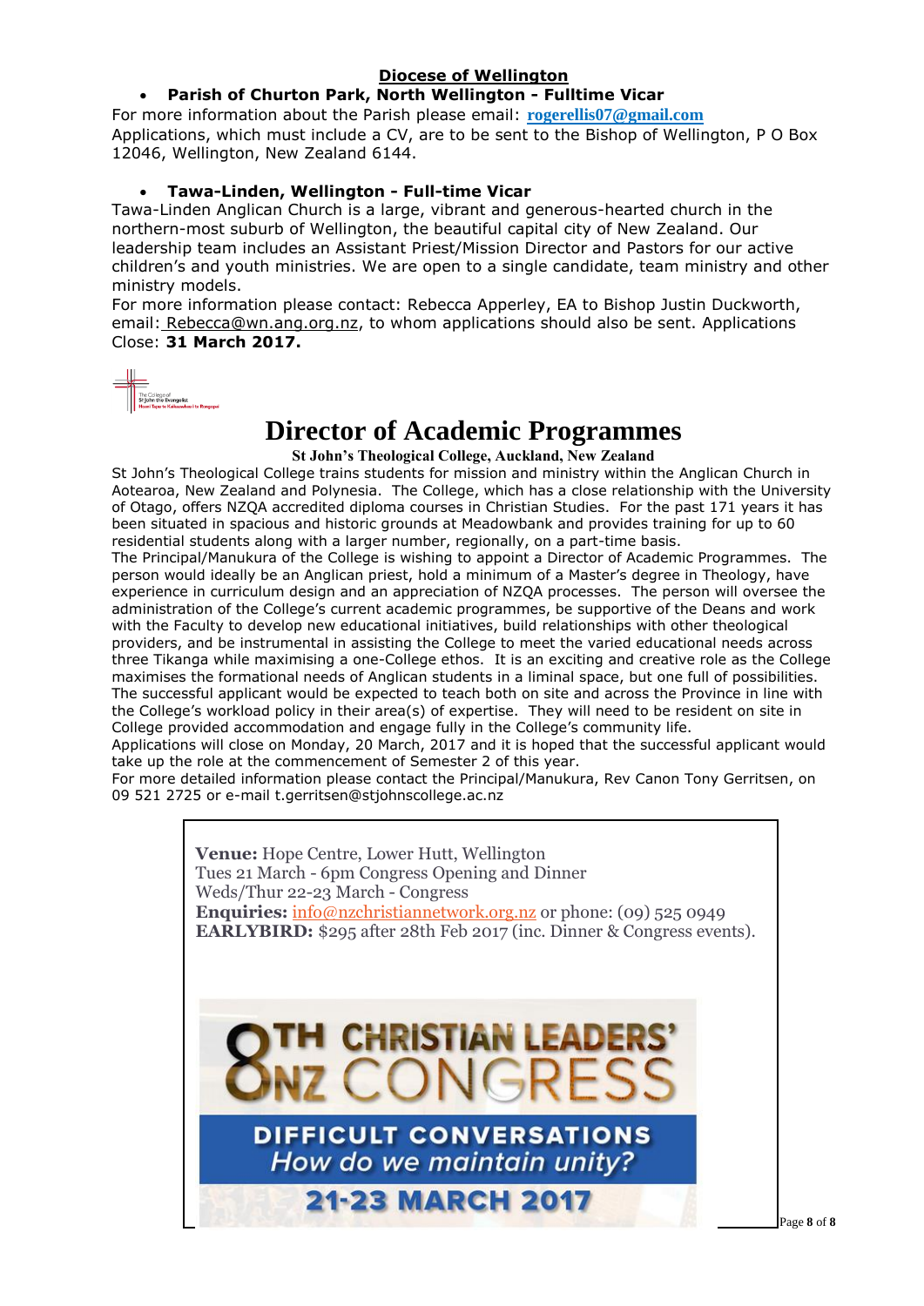## Diocese of Wellington

- **Parish of Churton Park, North Wellington - Fulltime Vicar**

For more information about the Parish please email: **rogerellis07@gmail.com**
Applications, which must include a CV, are to be sent to the Bishop of Wellington, P O Box 12046, Wellington, New Zealand 6144.

- **Tawa-Linden, Wellington - Full-time Vicar**

Tawa-Linden Anglican Church is a large, vibrant and generous-hearted church in the northern-most suburb of Wellington, the beautiful capital city of New Zealand. Our leadership team includes an Assistant Priest/Mission Director and Pastors for our active children's and youth ministries. We are open to a single candidate, team ministry and other ministry models.
For more information please contact: Rebecca Apperley, EA to Bishop Justin Duckworth, email: Rebecca@wn.ang.org.nz, to whom applications should also be sent. Applications Close: **31 March 2017.**

The College of St John the Evangelist
Hoani Tapu te Kaikauwhau i te Rongopai

# Director of Academic Programmes

**St John's Theological College, Auckland, New Zealand**

St John's Theological College trains students for mission and ministry within the Anglican Church in Aotearoa, New Zealand and Polynesia. The College, which has a close relationship with the University of Otago, offers NZQA accredited diploma courses in Christian Studies. For the past 171 years it has been situated in spacious and historic grounds at Meadowbank and provides training for up to 60 residential students along with a larger number, regionally, on a part-time basis.
The Principal/Manukura of the College is wishing to appoint a Director of Academic Programmes. The person would ideally be an Anglican priest, hold a minimum of a Master's degree in Theology, have experience in curriculum design and an appreciation of NZQA processes. The person will oversee the administration of the College's current academic programmes, be supportive of the Deans and work with the Faculty to develop new educational initiatives, build relationships with other theological providers, and be instrumental in assisting the College to meet the varied educational needs across three Tikanga while maximising a one-College ethos. It is an exciting and creative role as the College maximises the formational needs of Anglican students in a liminal space, but one full of possibilities.
The successful applicant would be expected to teach both on site and across the Province in line with the College's workload policy in their area(s) of expertise. They will need to be resident on site in College provided accommodation and engage fully in the College's community life.
Applications will close on Monday, 20 March, 2017 and it is hoped that the successful applicant would take up the role at the commencement of Semester 2 of this year.
For more detailed information please contact the Principal/Manukura, Rev Canon Tony Gerritsen, on 09 521 2725 or e-mail t.gerritsen@stjohnscollege.ac.nz

**Venue:** Hope Centre, Lower Hutt, Wellington
Tues 21 March - 6pm Congress Opening and Dinner
Weds/Thur 22-23 March - Congress
**Enquiries:** info@nzchristiannetwork.org.nz or phone: (09) 525 0949
**EARLYBIRD:** $295 after 28th Feb 2017 (inc. Dinner & Congress events).

8TH CHRISTIAN LEADERS' NZ CONGRESS

DIFFICULT CONVERSATIONS
*How do we maintain unity?*

21-23 MARCH 2017